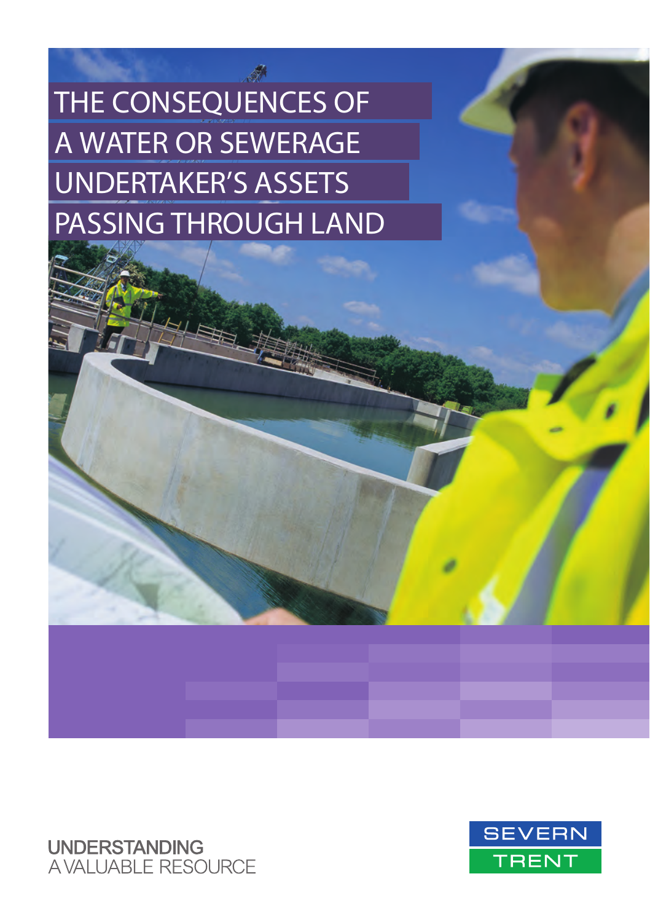# THE CONSEQUENCES OF A WATER OR SEWERAGE UNDERTAKER'S ASSETS PASSING THROUGH LAND

UNDERSTANDING
A VALUABLE RESOURCE

SEVERN
TRENT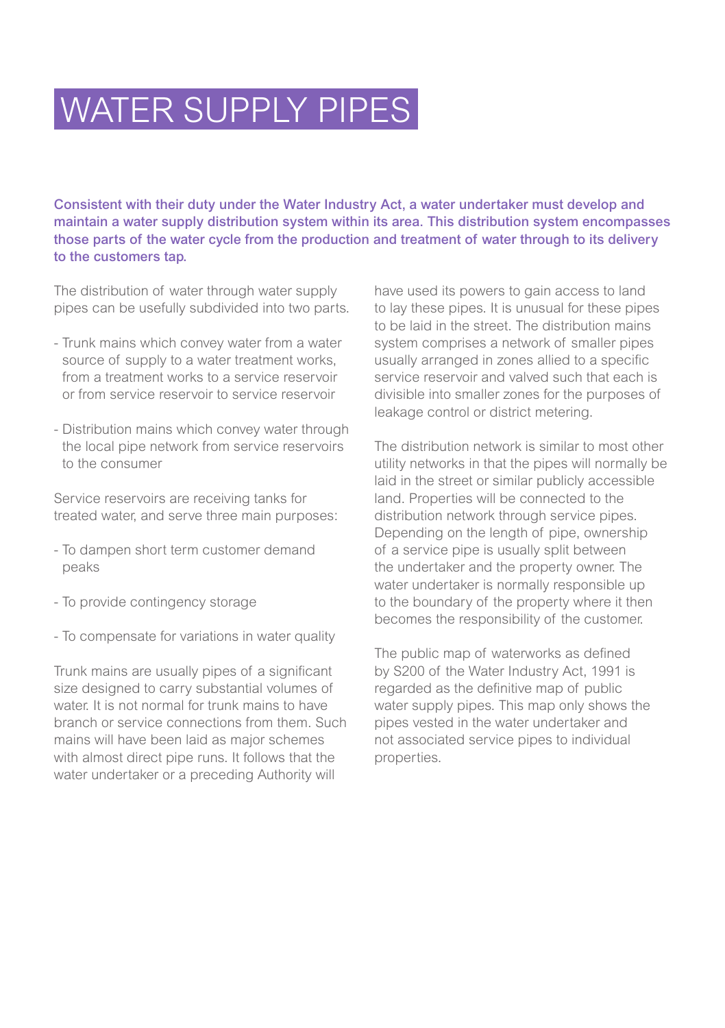# WATER SUPPLY PIPES

**Consistent with their duty under the Water Industry Act, a water undertaker must develop and maintain a water supply distribution system within its area. This distribution system encompasses those parts of the water cycle from the production and treatment of water through to its delivery to the customers tap.**

The distribution of water through water supply pipes can be usefully subdivided into two parts.

- Trunk mains which convey water from a water source of supply to a water treatment works, from a treatment works to a service reservoir or from service reservoir to service reservoir
- Distribution mains which convey water through the local pipe network from service reservoirs to the consumer

Service reservoirs are receiving tanks for treated water, and serve three main purposes:

- To dampen short term customer demand peaks
- To provide contingency storage
- To compensate for variations in water quality

Trunk mains are usually pipes of a significant size designed to carry substantial volumes of water. It is not normal for trunk mains to have branch or service connections from them. Such mains will have been laid as major schemes with almost direct pipe runs. It follows that the water undertaker or a preceding Authority will have used its powers to gain access to land to lay these pipes. It is unusual for these pipes to be laid in the street. The distribution mains system comprises a network of smaller pipes usually arranged in zones allied to a specific service reservoir and valved such that each is divisible into smaller zones for the purposes of leakage control or district metering.

The distribution network is similar to most other utility networks in that the pipes will normally be laid in the street or similar publicly accessible land. Properties will be connected to the distribution network through service pipes. Depending on the length of pipe, ownership of a service pipe is usually split between the undertaker and the property owner. The water undertaker is normally responsible up to the boundary of the property where it then becomes the responsibility of the customer.

The public map of waterworks as defined by S200 of the Water Industry Act, 1991 is regarded as the definitive map of public water supply pipes. This map only shows the pipes vested in the water undertaker and not associated service pipes to individual properties.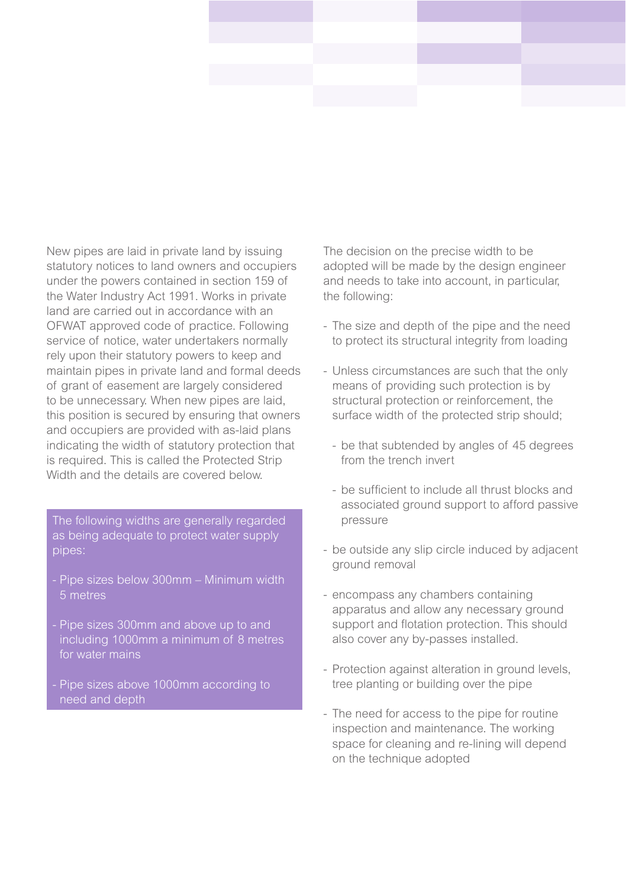New pipes are laid in private land by issuing statutory notices to land owners and occupiers under the powers contained in section 159 of the Water Industry Act 1991. Works in private land are carried out in accordance with an OFWAT approved code of practice. Following service of notice, water undertakers normally rely upon their statutory powers to keep and maintain pipes in private land and formal deeds of grant of easement are largely considered to be unnecessary. When new pipes are laid, this position is secured by ensuring that owners and occupiers are provided with as-laid plans indicating the width of statutory protection that is required. This is called the Protected Strip Width and the details are covered below.

The following widths are generally regarded as being adequate to protect water supply pipes:

- Pipe sizes below 300mm – Minimum width 5 metres
- Pipe sizes 300mm and above up to and including 1000mm a minimum of 8 metres for water mains
- Pipe sizes above 1000mm according to need and depth

The decision on the precise width to be adopted will be made by the design engineer and needs to take into account, in particular, the following:

- The size and depth of the pipe and the need to protect its structural integrity from loading
- Unless circumstances are such that the only means of providing such protection is by structural protection or reinforcement, the surface width of the protected strip should;
  - be that subtended by angles of 45 degrees from the trench invert
  - be sufficient to include all thrust blocks and associated ground support to afford passive pressure
- be outside any slip circle induced by adjacent ground removal
- encompass any chambers containing apparatus and allow any necessary ground support and flotation protection. This should also cover any by-passes installed.
- Protection against alteration in ground levels, tree planting or building over the pipe
- The need for access to the pipe for routine inspection and maintenance. The working space for cleaning and re-lining will depend on the technique adopted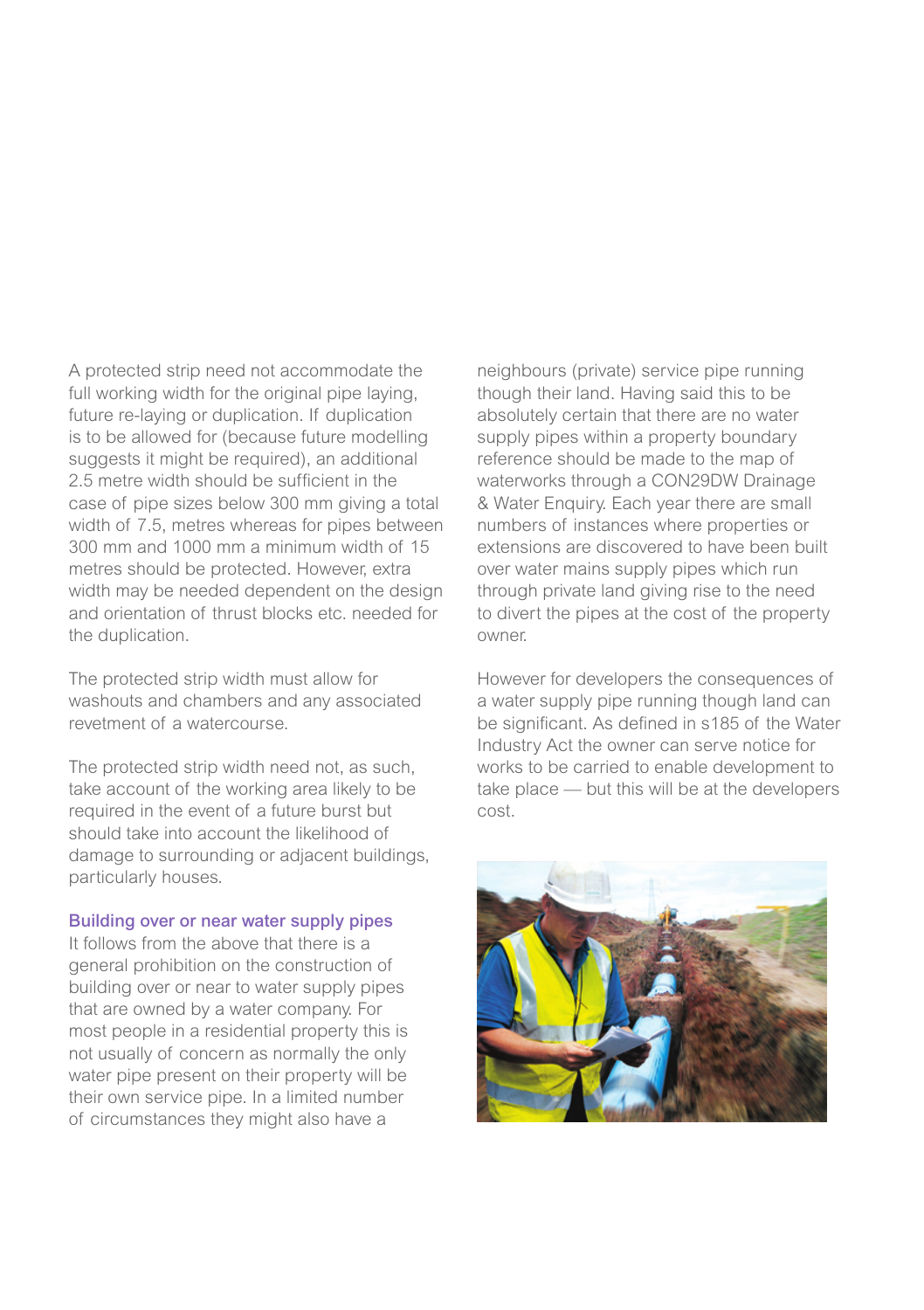A protected strip need not accommodate the full working width for the original pipe laying, future re-laying or duplication. If duplication is to be allowed for (because future modelling suggests it might be required), an additional 2.5 metre width should be sufficient in the case of pipe sizes below 300 mm giving a total width of 7.5, metres whereas for pipes between 300 mm and 1000 mm a minimum width of 15 metres should be protected. However, extra width may be needed dependent on the design and orientation of thrust blocks etc. needed for the duplication.

The protected strip width must allow for washouts and chambers and any associated revetment of a watercourse.

The protected strip width need not, as such, take account of the working area likely to be required in the event of a future burst but should take into account the likelihood of damage to surrounding or adjacent buildings, particularly houses.

### Building over or near water supply pipes

It follows from the above that there is a general prohibition on the construction of building over or near to water supply pipes that are owned by a water company. For most people in a residential property this is not usually of concern as normally the only water pipe present on their property will be their own service pipe. In a limited number of circumstances they might also have a neighbours (private) service pipe running though their land. Having said this to be absolutely certain that there are no water supply pipes within a property boundary reference should be made to the map of waterworks through a CON29DW Drainage & Water Enquiry. Each year there are small numbers of instances where properties or extensions are discovered to have been built over water mains supply pipes which run through private land giving rise to the need to divert the pipes at the cost of the property owner.

However for developers the consequences of a water supply pipe running though land can be significant. As defined in s185 of the Water Industry Act the owner can serve notice for works to be carried to enable development to take place — but this will be at the developers cost.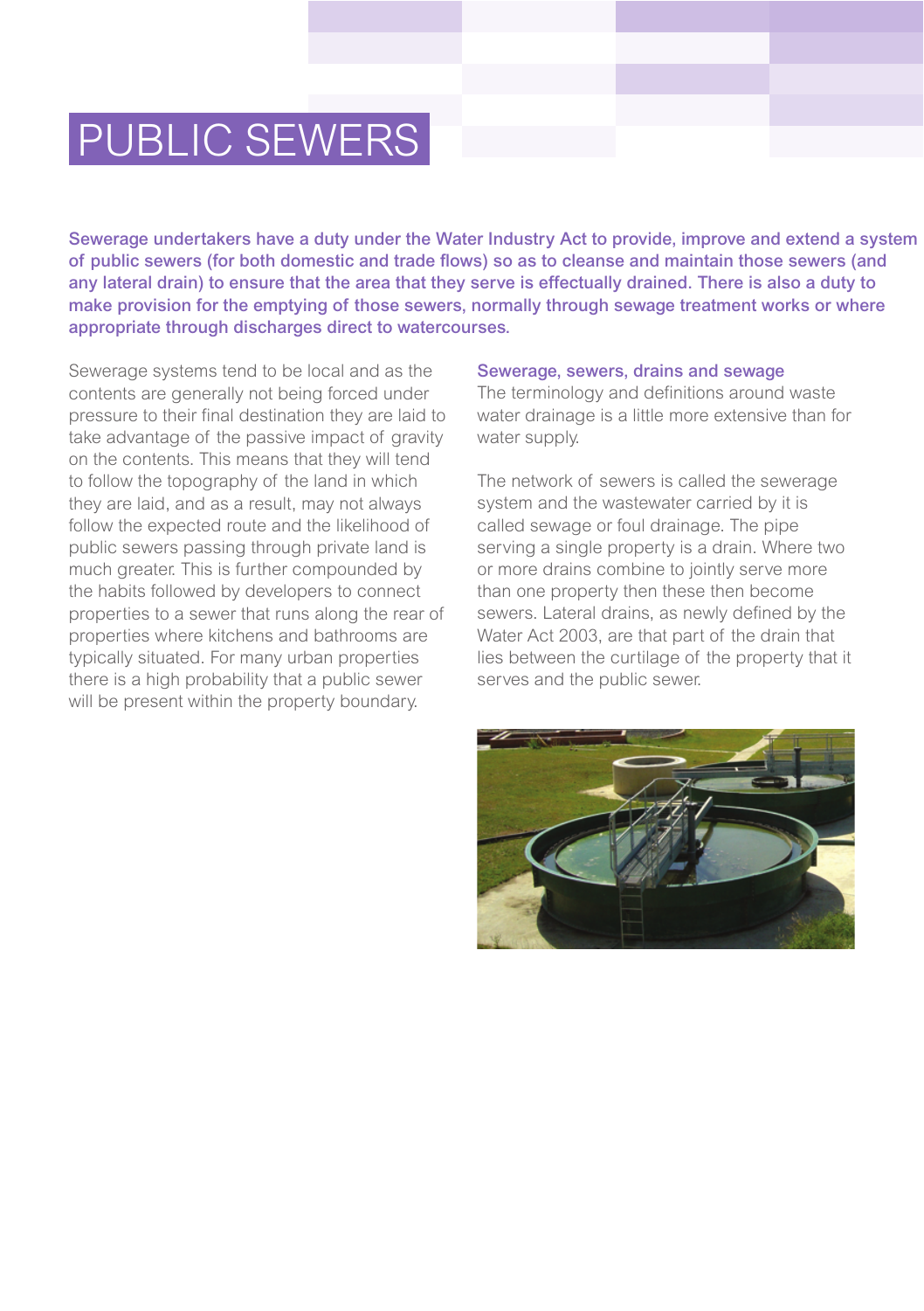# PUBLIC SEWERS

**Sewerage undertakers have a duty under the Water Industry Act to provide, improve and extend a system of public sewers (for both domestic and trade flows) so as to cleanse and maintain those sewers (and any lateral drain) to ensure that the area that they serve is effectually drained. There is also a duty to make provision for the emptying of those sewers, normally through sewage treatment works or where appropriate through discharges direct to watercourses.**

Sewerage systems tend to be local and as the contents are generally not being forced under pressure to their final destination they are laid to take advantage of the passive impact of gravity on the contents. This means that they will tend to follow the topography of the land in which they are laid, and as a result, may not always follow the expected route and the likelihood of public sewers passing through private land is much greater. This is further compounded by the habits followed by developers to connect properties to a sewer that runs along the rear of properties where kitchens and bathrooms are typically situated. For many urban properties there is a high probability that a public sewer will be present within the property boundary.

### Sewerage, sewers, drains and sewage

The terminology and definitions around waste water drainage is a little more extensive than for water supply.

The network of sewers is called the sewerage system and the wastewater carried by it is called sewage or foul drainage. The pipe serving a single property is a drain. Where two or more drains combine to jointly serve more than one property then these then become sewers. Lateral drains, as newly defined by the Water Act 2003, are that part of the drain that lies between the curtilage of the property that it serves and the public sewer.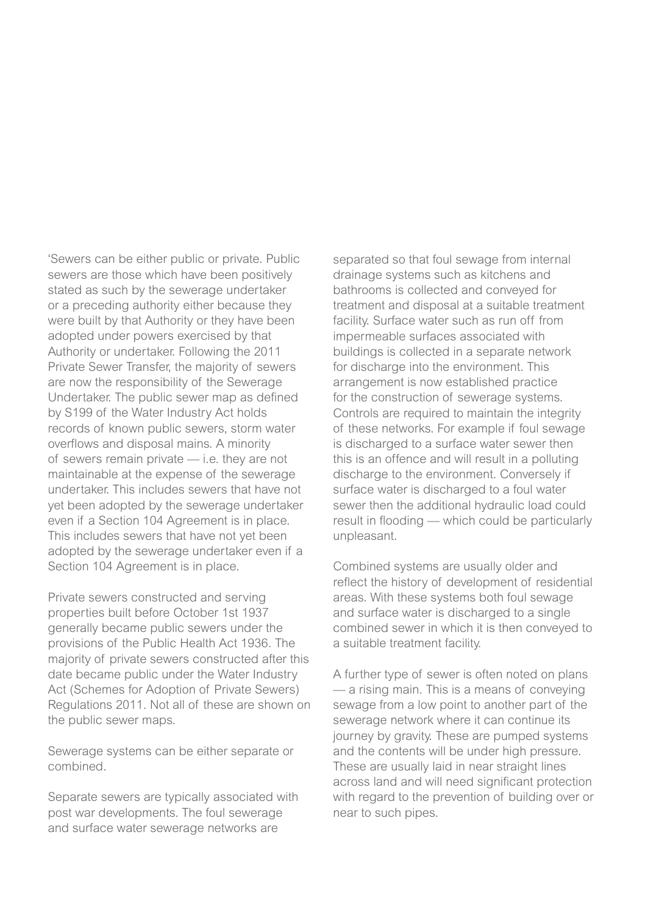'Sewers can be either public or private. Public sewers are those which have been positively stated as such by the sewerage undertaker or a preceding authority either because they were built by that Authority or they have been adopted under powers exercised by that Authority or undertaker. Following the 2011 Private Sewer Transfer, the majority of sewers are now the responsibility of the Sewerage Undertaker. The public sewer map as defined by S199 of the Water Industry Act holds records of known public sewers, storm water overflows and disposal mains. A minority of sewers remain private — i.e. they are not maintainable at the expense of the sewerage undertaker. This includes sewers that have not yet been adopted by the sewerage undertaker even if a Section 104 Agreement is in place. This includes sewers that have not yet been adopted by the sewerage undertaker even if a Section 104 Agreement is in place.

Private sewers constructed and serving properties built before October 1st 1937 generally became public sewers under the provisions of the Public Health Act 1936. The majority of private sewers constructed after this date became public under the Water Industry Act (Schemes for Adoption of Private Sewers) Regulations 2011. Not all of these are shown on the public sewer maps.

Sewerage systems can be either separate or combined.

Separate sewers are typically associated with post war developments. The foul sewerage and surface water sewerage networks are separated so that foul sewage from internal drainage systems such as kitchens and bathrooms is collected and conveyed for treatment and disposal at a suitable treatment facility. Surface water such as run off from impermeable surfaces associated with buildings is collected in a separate network for discharge into the environment. This arrangement is now established practice for the construction of sewerage systems. Controls are required to maintain the integrity of these networks. For example if foul sewage is discharged to a surface water sewer then this is an offence and will result in a polluting discharge to the environment. Conversely if surface water is discharged to a foul water sewer then the additional hydraulic load could result in flooding — which could be particularly unpleasant.

Combined systems are usually older and reflect the history of development of residential areas. With these systems both foul sewage and surface water is discharged to a single combined sewer in which it is then conveyed to a suitable treatment facility.

A further type of sewer is often noted on plans — a rising main. This is a means of conveying sewage from a low point to another part of the sewerage network where it can continue its journey by gravity. These are pumped systems and the contents will be under high pressure. These are usually laid in near straight lines across land and will need significant protection with regard to the prevention of building over or near to such pipes.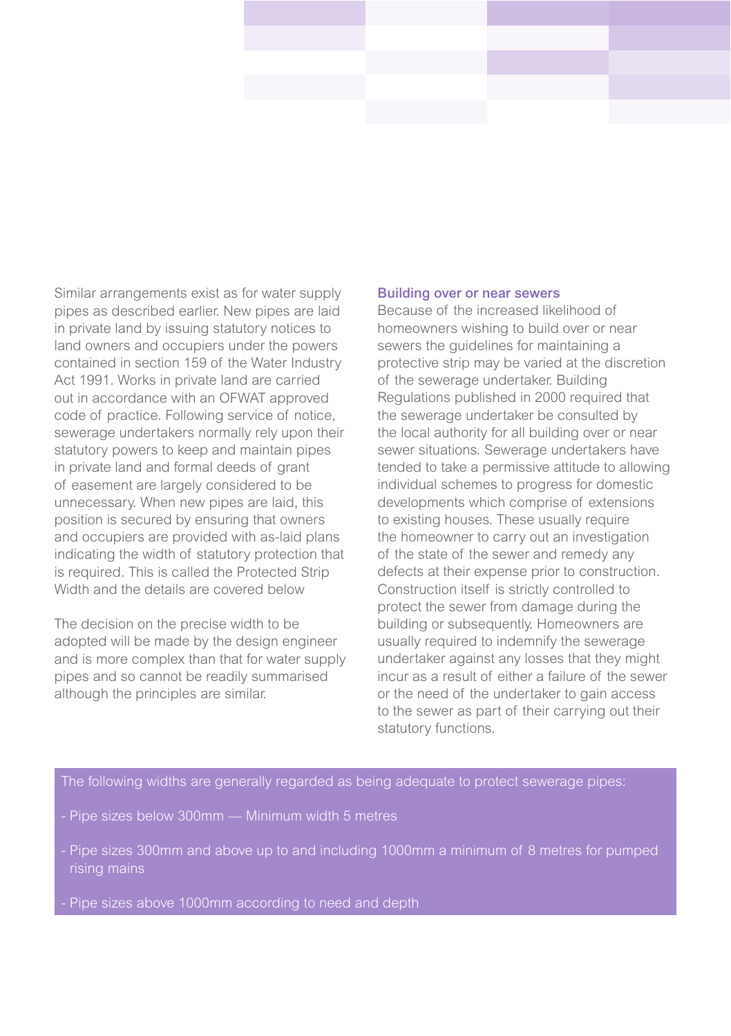Similar arrangements exist as for water supply pipes as described earlier. New pipes are laid in private land by issuing statutory notices to land owners and occupiers under the powers contained in section 159 of the Water Industry Act 1991. Works in private land are carried out in accordance with an OFWAT approved code of practice. Following service of notice, sewerage undertakers normally rely upon their statutory powers to keep and maintain pipes in private land and formal deeds of grant of easement are largely considered to be unnecessary. When new pipes are laid, this position is secured by ensuring that owners and occupiers are provided with as-laid plans indicating the width of statutory protection that is required. This is called the Protected Strip Width and the details are covered below

The decision on the precise width to be adopted will be made by the design engineer and is more complex than that for water supply pipes and so cannot be readily summarised although the principles are similar.

### Building over or near sewers

Because of the increased likelihood of homeowners wishing to build over or near sewers the guidelines for maintaining a protective strip may be varied at the discretion of the sewerage undertaker. Building Regulations published in 2000 required that the sewerage undertaker be consulted by the local authority for all building over or near sewer situations. Sewerage undertakers have tended to take a permissive attitude to allowing individual schemes to progress for domestic developments which comprise of extensions to existing houses. These usually require the homeowner to carry out an investigation of the state of the sewer and remedy any defects at their expense prior to construction. Construction itself is strictly controlled to protect the sewer from damage during the building or subsequently. Homeowners are usually required to indemnify the sewerage undertaker against any losses that they might incur as a result of either a failure of the sewer or the need of the undertaker to gain access to the sewer as part of their carrying out their statutory functions.

The following widths are generally regarded as being adequate to protect sewerage pipes:

- Pipe sizes below 300mm — Minimum width 5 metres
- Pipe sizes 300mm and above up to and including 1000mm a minimum of 8 metres for pumped rising mains
- Pipe sizes above 1000mm according to need and depth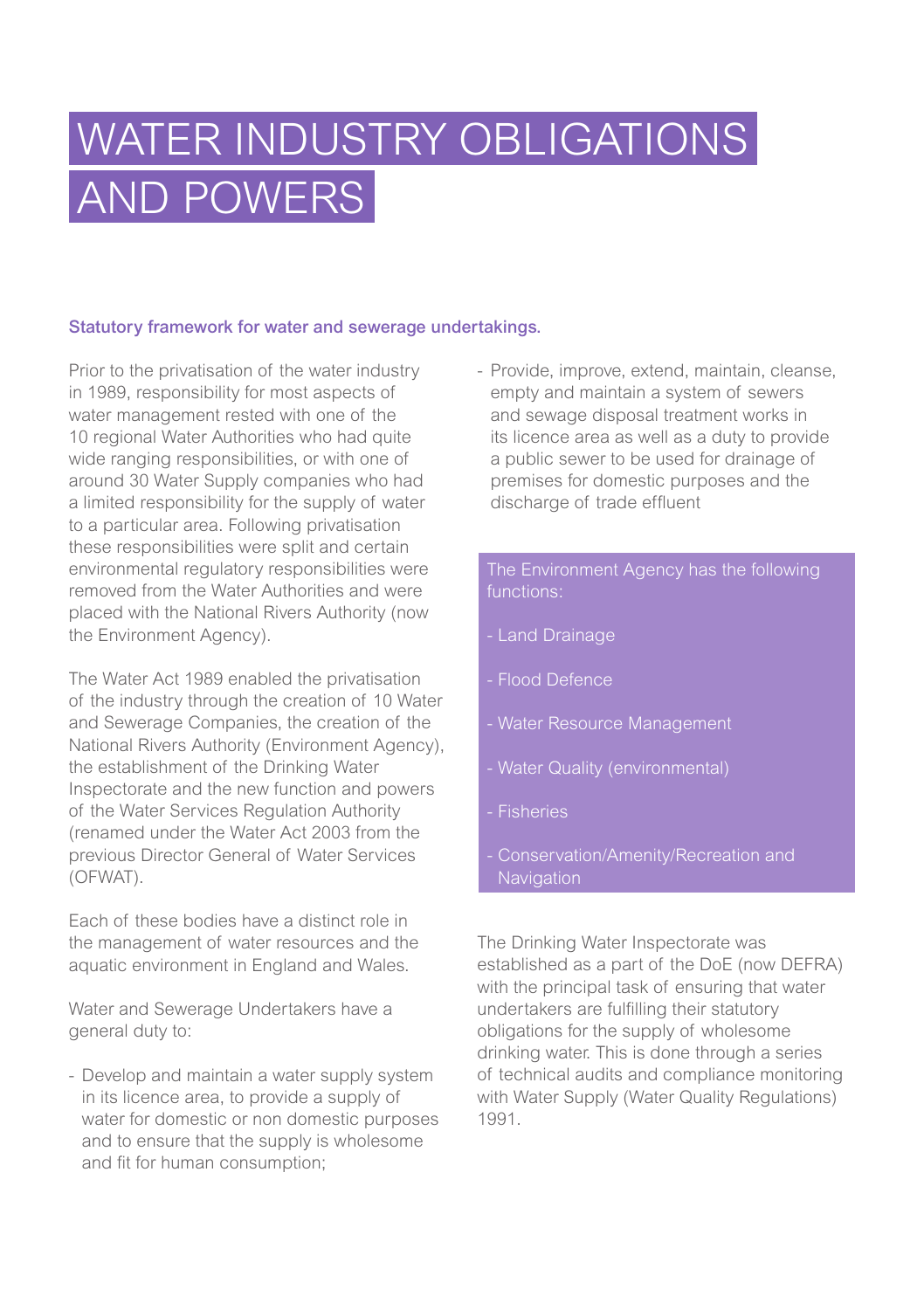# WATER INDUSTRY OBLIGATIONS AND POWERS

**Statutory framework for water and sewerage undertakings.**

Prior to the privatisation of the water industry in 1989, responsibility for most aspects of water management rested with one of the 10 regional Water Authorities who had quite wide ranging responsibilities, or with one of around 30 Water Supply companies who had a limited responsibility for the supply of water to a particular area. Following privatisation these responsibilities were split and certain environmental regulatory responsibilities were removed from the Water Authorities and were placed with the National Rivers Authority (now the Environment Agency).

The Water Act 1989 enabled the privatisation of the industry through the creation of 10 Water and Sewerage Companies, the creation of the National Rivers Authority (Environment Agency), the establishment of the Drinking Water Inspectorate and the new function and powers of the Water Services Regulation Authority (renamed under the Water Act 2003 from the previous Director General of Water Services (OFWAT).

Each of these bodies have a distinct role in the management of water resources and the aquatic environment in England and Wales.

Water and Sewerage Undertakers have a general duty to:

- Develop and maintain a water supply system in its licence area, to provide a supply of water for domestic or non domestic purposes and to ensure that the supply is wholesome and fit for human consumption;
- Provide, improve, extend, maintain, cleanse, empty and maintain a system of sewers and sewage disposal treatment works in its licence area as well as a duty to provide a public sewer to be used for drainage of premises for domestic purposes and the discharge of trade effluent

The Environment Agency has the following functions:

- Land Drainage
- Flood Defence
- Water Resource Management
- Water Quality (environmental)
- Fisheries
- Conservation/Amenity/Recreation and Navigation

The Drinking Water Inspectorate was established as a part of the DoE (now DEFRA) with the principal task of ensuring that water undertakers are fulfilling their statutory obligations for the supply of wholesome drinking water. This is done through a series of technical audits and compliance monitoring with Water Supply (Water Quality Regulations) 1991.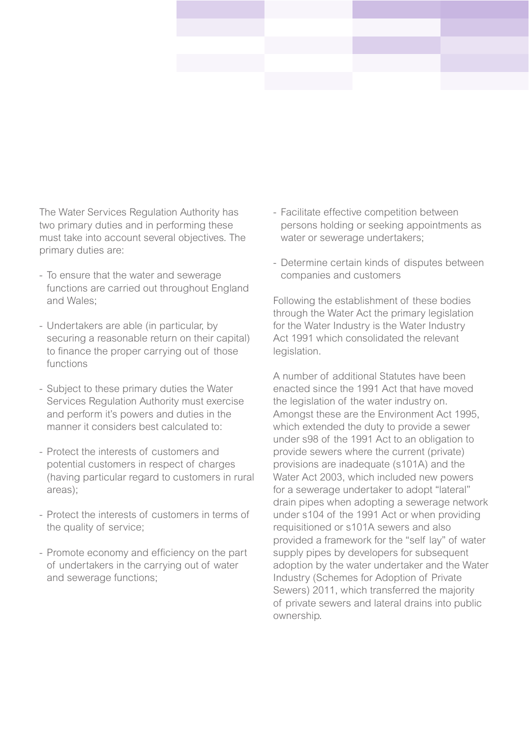The Water Services Regulation Authority has two primary duties and in performing these must take into account several objectives. The primary duties are:

- To ensure that the water and sewerage functions are carried out throughout England and Wales;
- Undertakers are able (in particular, by securing a reasonable return on their capital) to finance the proper carrying out of those functions
- Subject to these primary duties the Water Services Regulation Authority must exercise and perform it's powers and duties in the manner it considers best calculated to:
- Protect the interests of customers and potential customers in respect of charges (having particular regard to customers in rural areas);
- Protect the interests of customers in terms of the quality of service;
- Promote economy and efficiency on the part of undertakers in the carrying out of water and sewerage functions;
- Facilitate effective competition between persons holding or seeking appointments as water or sewerage undertakers;
- Determine certain kinds of disputes between companies and customers

Following the establishment of these bodies through the Water Act the primary legislation for the Water Industry is the Water Industry Act 1991 which consolidated the relevant legislation.

A number of additional Statutes have been enacted since the 1991 Act that have moved the legislation of the water industry on. Amongst these are the Environment Act 1995, which extended the duty to provide a sewer under s98 of the 1991 Act to an obligation to provide sewers where the current (private) provisions are inadequate (s101A) and the Water Act 2003, which included new powers for a sewerage undertaker to adopt "lateral" drain pipes when adopting a sewerage network under s104 of the 1991 Act or when providing requisitioned or s101A sewers and also provided a framework for the "self lay" of water supply pipes by developers for subsequent adoption by the water undertaker and the Water Industry (Schemes for Adoption of Private Sewers) 2011, which transferred the majority of private sewers and lateral drains into public ownership.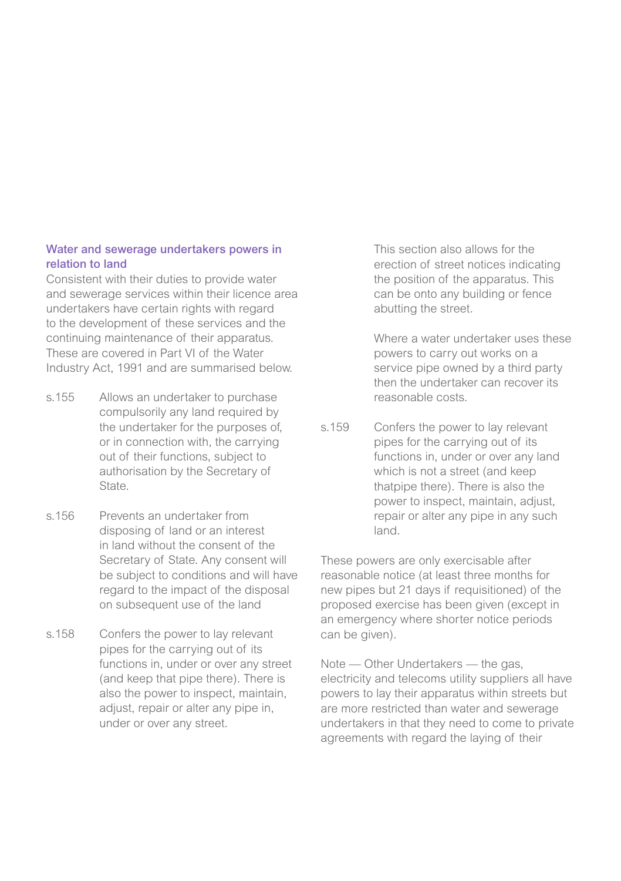### Water and sewerage undertakers powers in relation to land

Consistent with their duties to provide water and sewerage services within their licence area undertakers have certain rights with regard to the development of these services and the continuing maintenance of their apparatus. These are covered in Part VI of the Water Industry Act, 1991 and are summarised below.

- s.155 Allows an undertaker to purchase compulsorily any land required by the undertaker for the purposes of, or in connection with, the carrying out of their functions, subject to authorisation by the Secretary of State.

- s.156 Prevents an undertaker from disposing of land or an interest in land without the consent of the Secretary of State. Any consent will be subject to conditions and will have regard to the impact of the disposal on subsequent use of the land

- s.158 Confers the power to lay relevant pipes for the carrying out of its functions in, under or over any street (and keep that pipe there). There is also the power to inspect, maintain, adjust, repair or alter any pipe in, under or over any street.

  This section also allows for the erection of street notices indicating the position of the apparatus. This can be onto any building or fence abutting the street.

  Where a water undertaker uses these powers to carry out works on a service pipe owned by a third party then the undertaker can recover its reasonable costs.

- s.159 Confers the power to lay relevant pipes for the carrying out of its functions in, under or over any land which is not a street (and keep thatpipe there). There is also the power to inspect, maintain, adjust, repair or alter any pipe in any such land.

These powers are only exercisable after reasonable notice (at least three months for new pipes but 21 days if requisitioned) of the proposed exercise has been given (except in an emergency where shorter notice periods can be given).

Note — Other Undertakers — the gas, electricity and telecoms utility suppliers all have powers to lay their apparatus within streets but are more restricted than water and sewerage undertakers in that they need to come to private agreements with regard the laying of their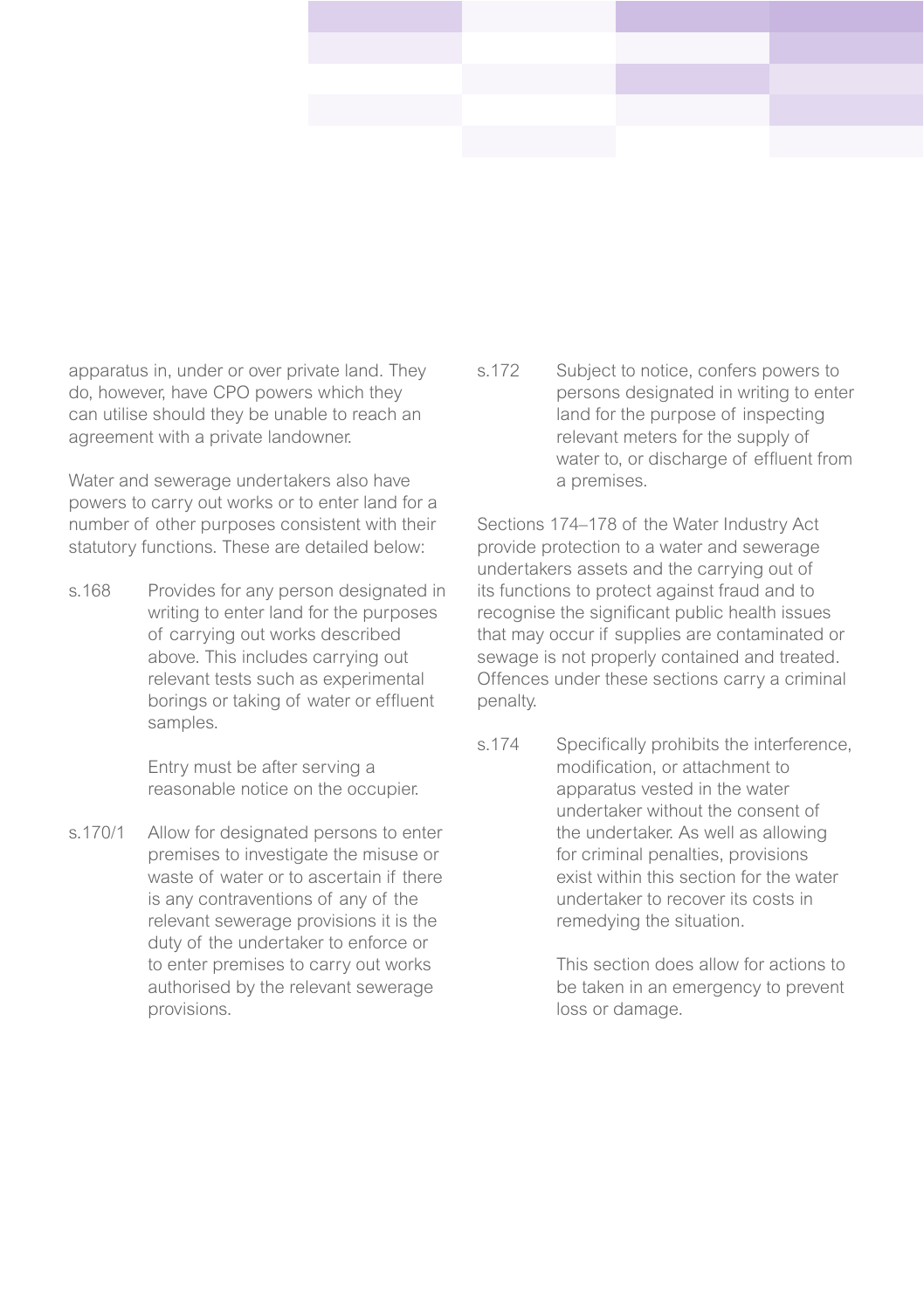apparatus in, under or over private land. They do, however, have CPO powers which they can utilise should they be unable to reach an agreement with a private landowner.

Water and sewerage undertakers also have powers to carry out works or to enter land for a number of other purposes consistent with their statutory functions. These are detailed below:

s.168 Provides for any person designated in writing to enter land for the purposes of carrying out works described above. This includes carrying out relevant tests such as experimental borings or taking of water or effluent samples.

Entry must be after serving a reasonable notice on the occupier.

s.170/1 Allow for designated persons to enter premises to investigate the misuse or waste of water or to ascertain if there is any contraventions of any of the relevant sewerage provisions it is the duty of the undertaker to enforce or to enter premises to carry out works authorised by the relevant sewerage provisions.

s.172 Subject to notice, confers powers to persons designated in writing to enter land for the purpose of inspecting relevant meters for the supply of water to, or discharge of effluent from a premises.

Sections 174–178 of the Water Industry Act provide protection to a water and sewerage undertakers assets and the carrying out of its functions to protect against fraud and to recognise the significant public health issues that may occur if supplies are contaminated or sewage is not properly contained and treated. Offences under these sections carry a criminal penalty.

s.174 Specifically prohibits the interference, modification, or attachment to apparatus vested in the water undertaker without the consent of the undertaker. As well as allowing for criminal penalties, provisions exist within this section for the water undertaker to recover its costs in remedying the situation.

This section does allow for actions to be taken in an emergency to prevent loss or damage.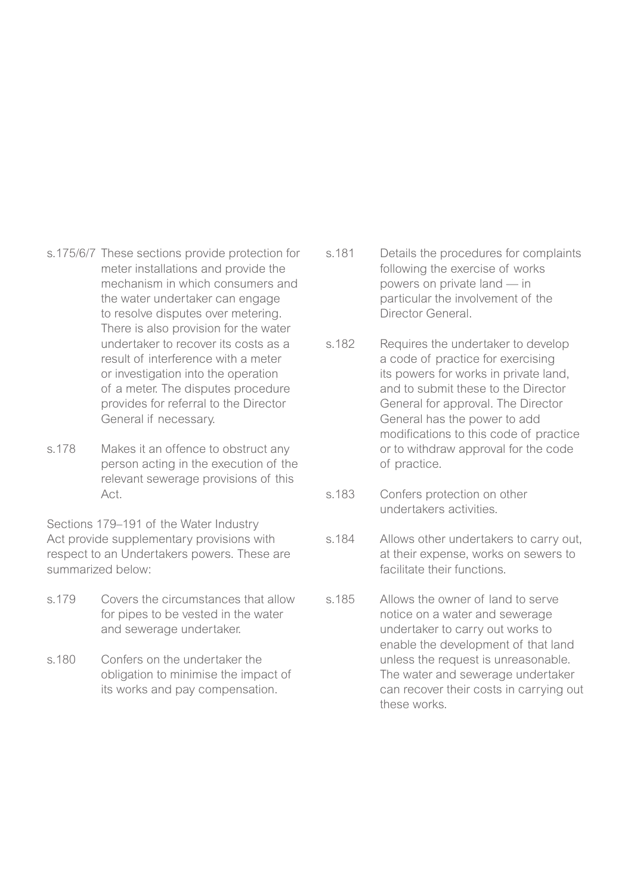s.175/6/7 These sections provide protection for meter installations and provide the mechanism in which consumers and the water undertaker can engage to resolve disputes over metering. There is also provision for the water undertaker to recover its costs as a result of interference with a meter or investigation into the operation of a meter. The disputes procedure provides for referral to the Director General if necessary.

s.178 Makes it an offence to obstruct any person acting in the execution of the relevant sewerage provisions of this Act.

Sections 179–191 of the Water Industry Act provide supplementary provisions with respect to an Undertakers powers. These are summarized below:

s.179 Covers the circumstances that allow for pipes to be vested in the water and sewerage undertaker.

s.180 Confers on the undertaker the obligation to minimise the impact of its works and pay compensation.

s.181 Details the procedures for complaints following the exercise of works powers on private land — in particular the involvement of the Director General.

s.182 Requires the undertaker to develop a code of practice for exercising its powers for works in private land, and to submit these to the Director General for approval. The Director General has the power to add modifications to this code of practice or to withdraw approval for the code of practice.

s.183 Confers protection on other undertakers activities.

s.184 Allows other undertakers to carry out, at their expense, works on sewers to facilitate their functions.

s.185 Allows the owner of land to serve notice on a water and sewerage undertaker to carry out works to enable the development of that land unless the request is unreasonable. The water and sewerage undertaker can recover their costs in carrying out these works.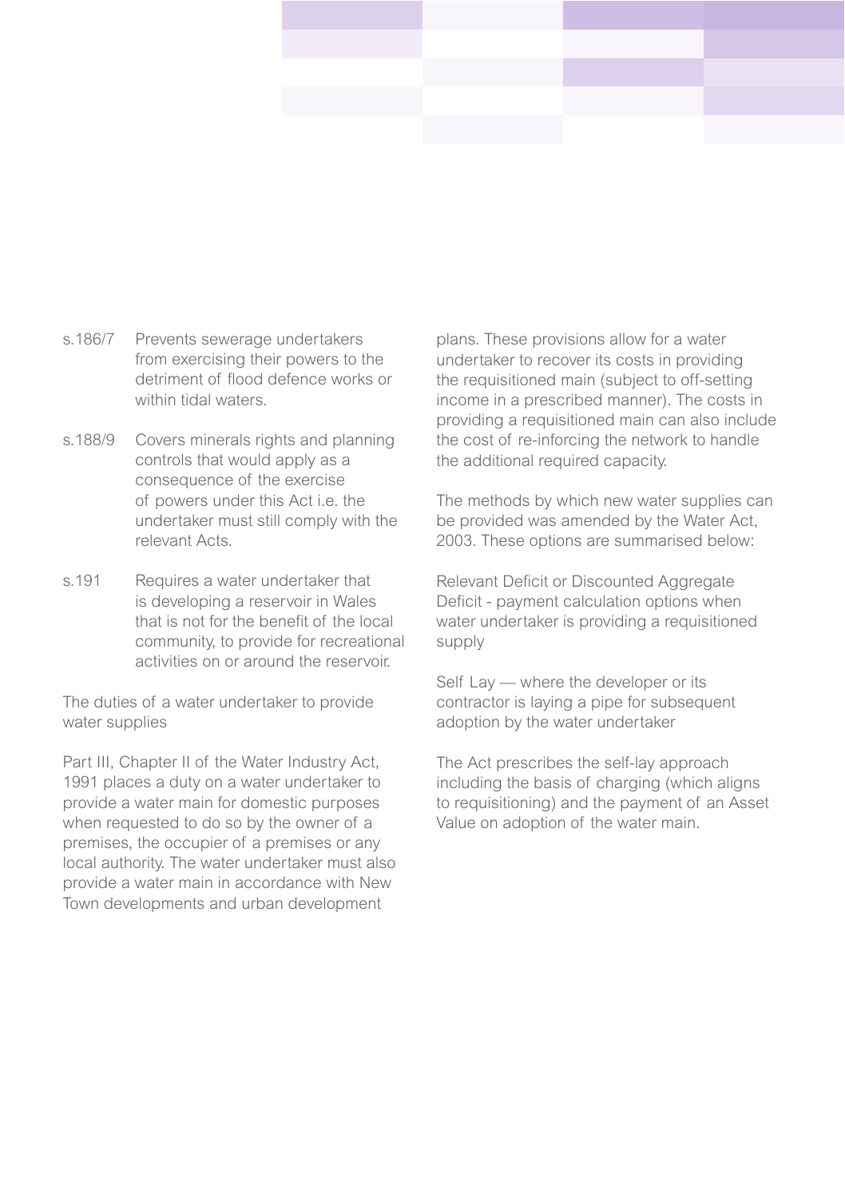s.186/7 Prevents sewerage undertakers from exercising their powers to the detriment of flood defence works or within tidal waters.

s.188/9 Covers minerals rights and planning controls that would apply as a consequence of the exercise of powers under this Act i.e. the undertaker must still comply with the relevant Acts.

s.191 Requires a water undertaker that is developing a reservoir in Wales that is not for the benefit of the local community, to provide for recreational activities on or around the reservoir.

### The duties of a water undertaker to provide water supplies

Part III, Chapter II of the Water Industry Act, 1991 places a duty on a water undertaker to provide a water main for domestic purposes when requested to do so by the owner of a premises, the occupier of a premises or any local authority. The water undertaker must also provide a water main in accordance with New Town developments and urban development plans. These provisions allow for a water undertaker to recover its costs in providing the requisitioned main (subject to off-setting income in a prescribed manner). The costs in providing a requisitioned main can also include the cost of re-inforcing the network to handle the additional required capacity.

The methods by which new water supplies can be provided was amended by the Water Act, 2003. These options are summarised below:

Relevant Deficit or Discounted Aggregate Deficit - payment calculation options when water undertaker is providing a requisitioned supply

Self Lay — where the developer or its contractor is laying a pipe for subsequent adoption by the water undertaker

The Act prescribes the self-lay approach including the basis of charging (which aligns to requisitioning) and the payment of an Asset Value on adoption of the water main.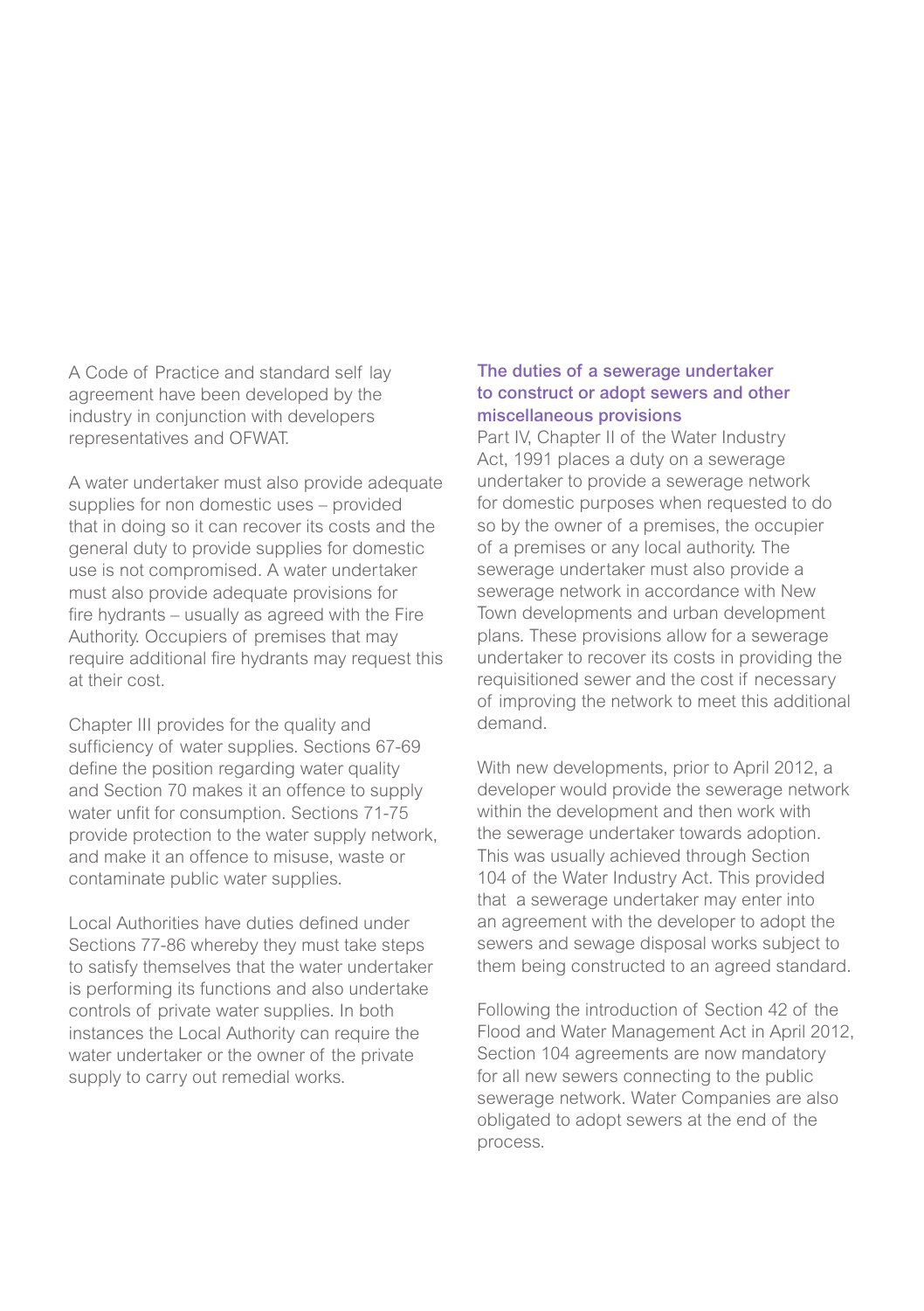A Code of Practice and standard self lay agreement have been developed by the industry in conjunction with developers representatives and OFWAT.

A water undertaker must also provide adequate supplies for non domestic uses – provided that in doing so it can recover its costs and the general duty to provide supplies for domestic use is not compromised. A water undertaker must also provide adequate provisions for fire hydrants – usually as agreed with the Fire Authority. Occupiers of premises that may require additional fire hydrants may request this at their cost.

Chapter III provides for the quality and sufficiency of water supplies. Sections 67-69 define the position regarding water quality and Section 70 makes it an offence to supply water unfit for consumption. Sections 71-75 provide protection to the water supply network, and make it an offence to misuse, waste or contaminate public water supplies.

Local Authorities have duties defined under Sections 77-86 whereby they must take steps to satisfy themselves that the water undertaker is performing its functions and also undertake controls of private water supplies. In both instances the Local Authority can require the water undertaker or the owner of the private supply to carry out remedial works.

### The duties of a sewerage undertaker to construct or adopt sewers and other miscellaneous provisions

Part IV, Chapter II of the Water Industry Act, 1991 places a duty on a sewerage undertaker to provide a sewerage network for domestic purposes when requested to do so by the owner of a premises, the occupier of a premises or any local authority. The sewerage undertaker must also provide a sewerage network in accordance with New Town developments and urban development plans. These provisions allow for a sewerage undertaker to recover its costs in providing the requisitioned sewer and the cost if necessary of improving the network to meet this additional demand.

With new developments, prior to April 2012, a developer would provide the sewerage network within the development and then work with the sewerage undertaker towards adoption. This was usually achieved through Section 104 of the Water Industry Act. This provided that a sewerage undertaker may enter into an agreement with the developer to adopt the sewers and sewage disposal works subject to them being constructed to an agreed standard.

Following the introduction of Section 42 of the Flood and Water Management Act in April 2012, Section 104 agreements are now mandatory for all new sewers connecting to the public sewerage network. Water Companies are also obligated to adopt sewers at the end of the process.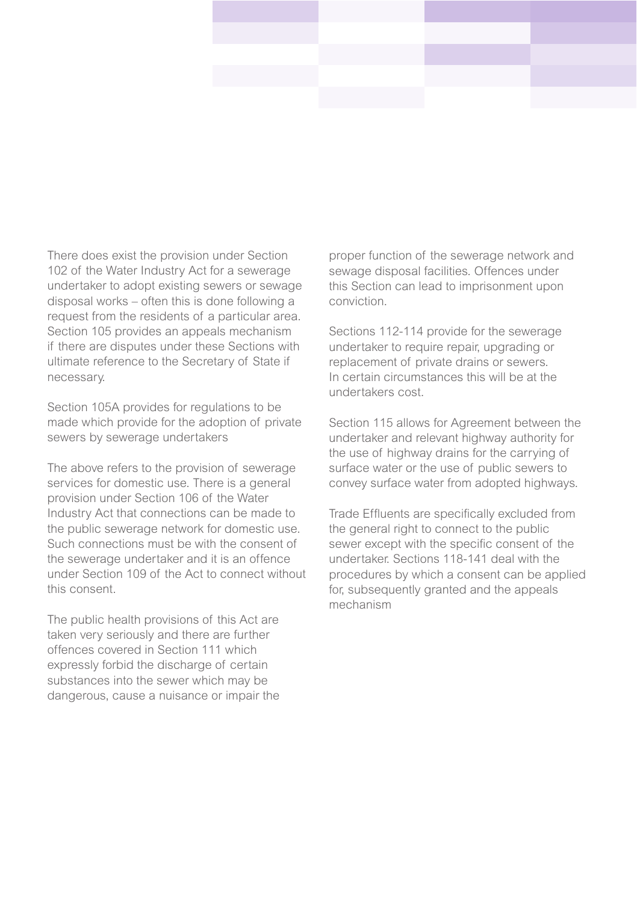There does exist the provision under Section 102 of the Water Industry Act for a sewerage undertaker to adopt existing sewers or sewage disposal works – often this is done following a request from the residents of a particular area. Section 105 provides an appeals mechanism if there are disputes under these Sections with ultimate reference to the Secretary of State if necessary.

Section 105A provides for regulations to be made which provide for the adoption of private sewers by sewerage undertakers

The above refers to the provision of sewerage services for domestic use. There is a general provision under Section 106 of the Water Industry Act that connections can be made to the public sewerage network for domestic use. Such connections must be with the consent of the sewerage undertaker and it is an offence under Section 109 of the Act to connect without this consent.

The public health provisions of this Act are taken very seriously and there are further offences covered in Section 111 which expressly forbid the discharge of certain substances into the sewer which may be dangerous, cause a nuisance or impair the proper function of the sewerage network and sewage disposal facilities. Offences under this Section can lead to imprisonment upon conviction.

Sections 112-114 provide for the sewerage undertaker to require repair, upgrading or replacement of private drains or sewers. In certain circumstances this will be at the undertakers cost.

Section 115 allows for Agreement between the undertaker and relevant highway authority for the use of highway drains for the carrying of surface water or the use of public sewers to convey surface water from adopted highways.

Trade Effluents are specifically excluded from the general right to connect to the public sewer except with the specific consent of the undertaker. Sections 118-141 deal with the procedures by which a consent can be applied for, subsequently granted and the appeals mechanism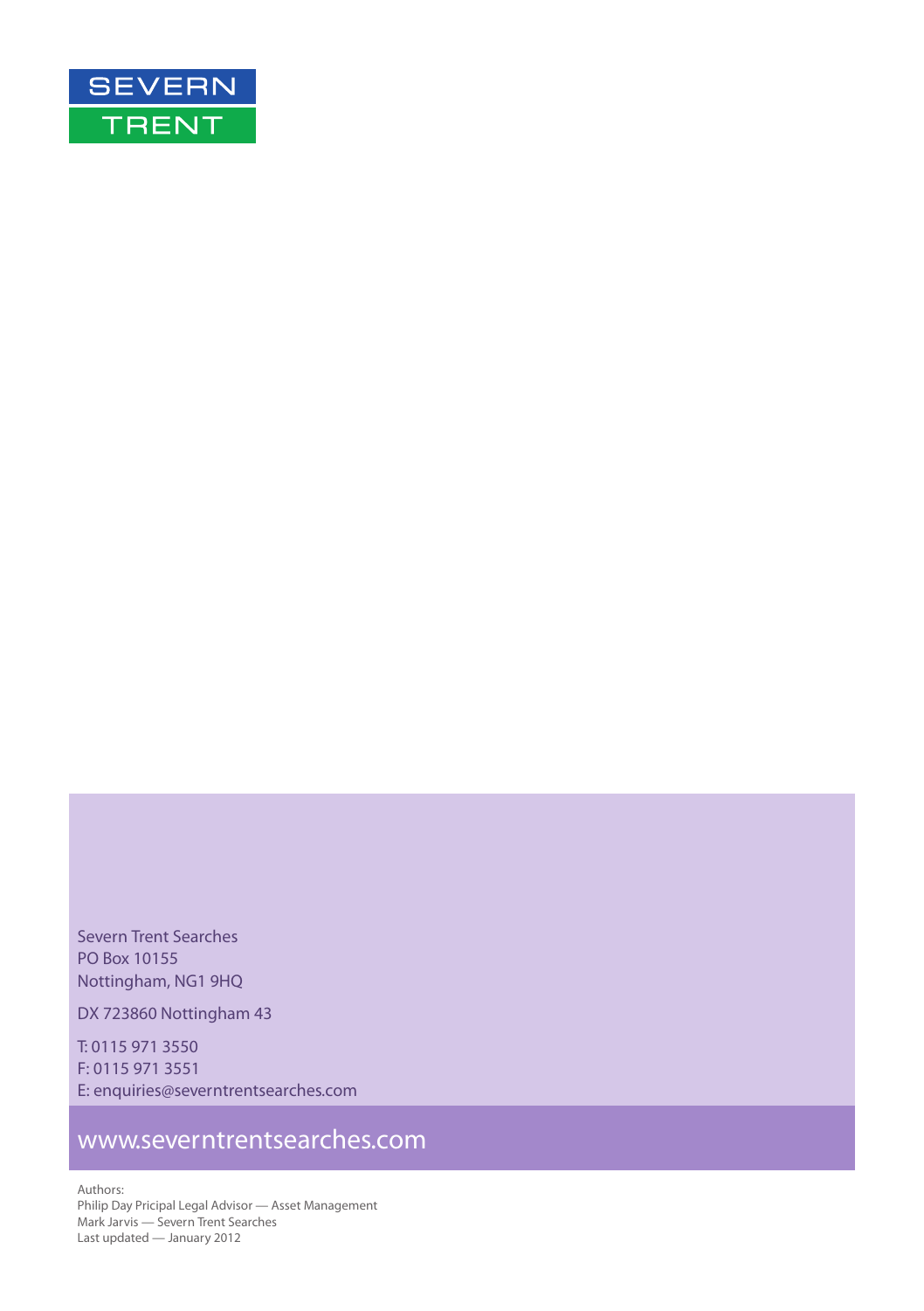SEVERN
TRENT

Severn Trent Searches
PO Box 10155
Nottingham, NG1 9HQ

DX 723860 Nottingham 43

T: 0115 971 3550
F: 0115 971 3551
E: enquiries@severntrentsearches.com

www.severntrentsearches.com

Authors:
Philip Day Pricipal Legal Advisor — Asset Management
Mark Jarvis — Severn Trent Searches
Last updated — January 2012